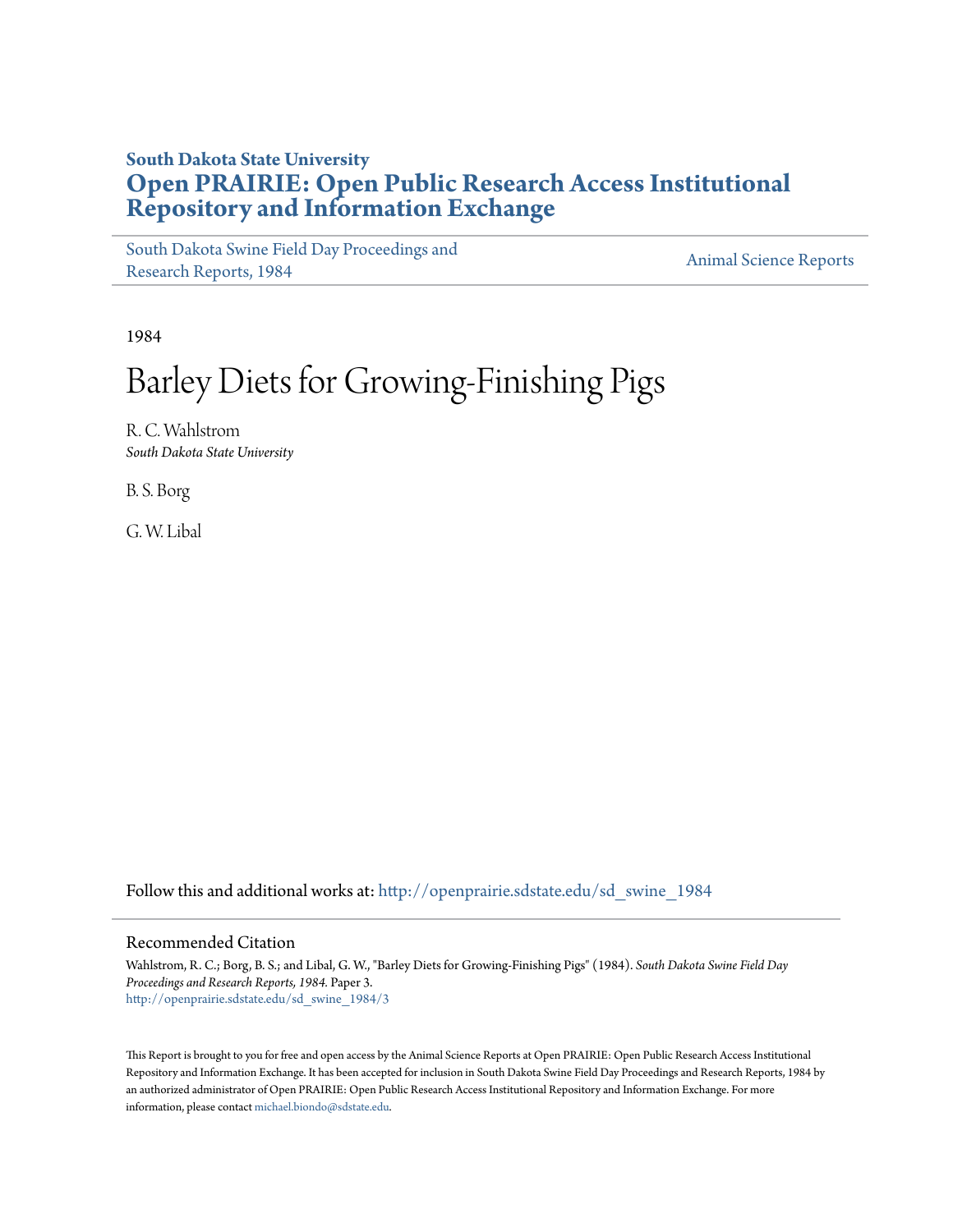**South Dakota State University**
# Open PRAIRIE: Open Public Research Access Institutional Repository and Information Exchange

South Dakota Swine Field Day Proceedings and Research Reports, 1984

Animal Science Reports

1984

# Barley Diets for Growing-Finishing Pigs

R. C. Wahlstrom
*South Dakota State University*

B. S. Borg

G. W. Libal

Follow this and additional works at: http://openprairie.sdstate.edu/sd_swine_1984

## Recommended Citation

Wahlstrom, R. C.; Borg, B. S.; and Libal, G. W., "Barley Diets for Growing-Finishing Pigs" (1984). *South Dakota Swine Field Day Proceedings and Research Reports, 1984*. Paper 3.
http://openprairie.sdstate.edu/sd_swine_1984/3

This Report is brought to you for free and open access by the Animal Science Reports at Open PRAIRIE: Open Public Research Access Institutional Repository and Information Exchange. It has been accepted for inclusion in South Dakota Swine Field Day Proceedings and Research Reports, 1984 by an authorized administrator of Open PRAIRIE: Open Public Research Access Institutional Repository and Information Exchange. For more information, please contact michael.biondo@sdstate.edu.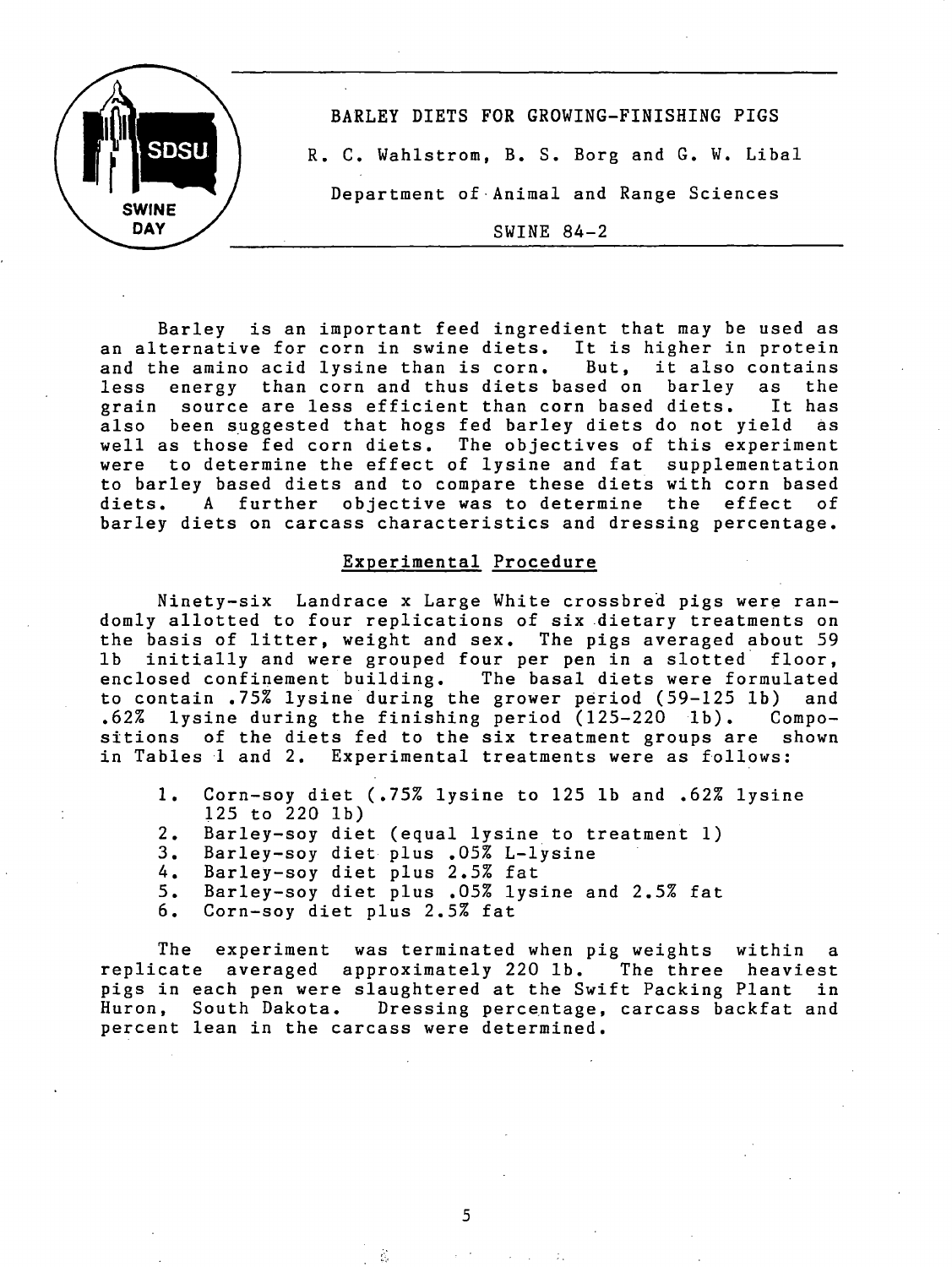# BARLEY DIETS FOR GROWING-FINISHING PIGS

R. C. Wahlstrom, B. S. Borg and G. W. Libal

Department of Animal and Range Sciences

SWINE 84-2

Barley is an important feed ingredient that may be used as an alternative for corn in swine diets. It is higher in protein and the amino acid lysine than is corn. But, it also contains less energy than corn and thus diets based on barley as the grain source are less efficient than corn based diets. It has also been suggested that hogs fed barley diets do not yield as well as those fed corn diets. The objectives of this experiment were to determine the effect of lysine and fat supplementation to barley based diets and to compare these diets with corn based diets. A further objective was to determine the effect of barley diets on carcass characteristics and dressing percentage.

## Experimental Procedure

Ninety-six Landrace x Large White crossbred pigs were randomly allotted to four replications of six dietary treatments on the basis of litter, weight and sex. The pigs averaged about 59 lb initially and were grouped four per pen in a slotted floor, enclosed confinement building. The basal diets were formulated to contain .75% lysine during the grower period (59-125 lb) and .62% lysine during the finishing period (125-220 lb). Compositions of the diets fed to the six treatment groups are shown in Tables 1 and 2. Experimental treatments were as follows:

1. Corn-soy diet (.75% lysine to 125 lb and .62% lysine 125 to 220 lb)
2. Barley-soy diet (equal lysine to treatment 1)
3. Barley-soy diet plus .05% L-lysine
4. Barley-soy diet plus 2.5% fat
5. Barley-soy diet plus .05% lysine and 2.5% fat
6. Corn-soy diet plus 2.5% fat

The experiment was terminated when pig weights within a replicate averaged approximately 220 lb. The three heaviest pigs in each pen were slaughtered at the Swift Packing Plant in Huron, South Dakota. Dressing percentage, carcass backfat and percent lean in the carcass were determined.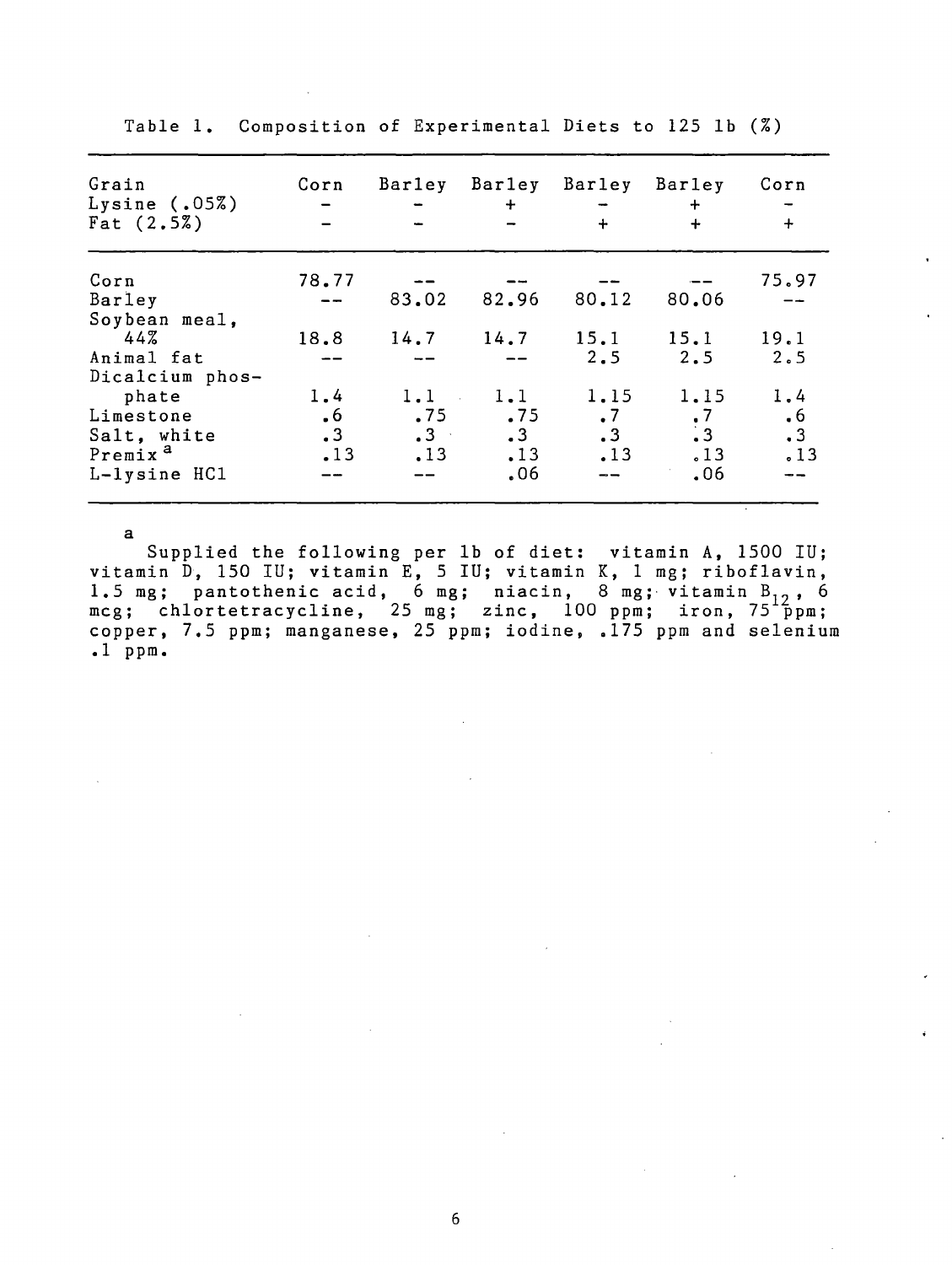Table 1. Composition of Experimental Diets to 125 lb (%)

| Grain | Corn | Barley | Barley | Barley | Barley | Corn |
|---|---|---|---|---|---|---|
| Lysine (.05%) | - | - | + | - | + | - |
| Fat (2.5%) | - | - | - | + | + | + |
| Corn | 78.77 | -- | -- | -- | -- | 75.97 |
| Barley | -- | 83.02 | 82.96 | 80.12 | 80.06 | -- |
| Soybean meal, 44% | 18.8 | 14.7 | 14.7 | 15.1 | 15.1 | 19.1 |
| Animal fat | -- | -- | -- | 2.5 | 2.5 | 2.5 |
| Dicalcium phosphate | 1.4 | 1.1 | 1.1 | 1.15 | 1.15 | 1.4 |
| Limestone | .6 | .75 | .75 | .7 | .7 | .6 |
| Salt, white | .3 | .3 | .3 | .3 | .3 | .3 |
| Premix [a] | .13 | .13 | .13 | .13 | .13 | .13 |
| L-lysine HCl | -- | -- | .06 | -- | .06 | -- |

[a] Supplied the following per lb of diet: vitamin A, 1500 IU; vitamin D, 150 IU; vitamin E, 5 IU; vitamin K, 1 mg; riboflavin, 1.5 mg; pantothenic acid, 6 mg; niacin, 8 mg; vitamin $B_{12}$, 6 mcg; chlortetracycline, 25 mg; zinc, 100 ppm; iron, 75 ppm; copper, 7.5 ppm; manganese, 25 ppm; iodine, .175 ppm and selenium .1 ppm.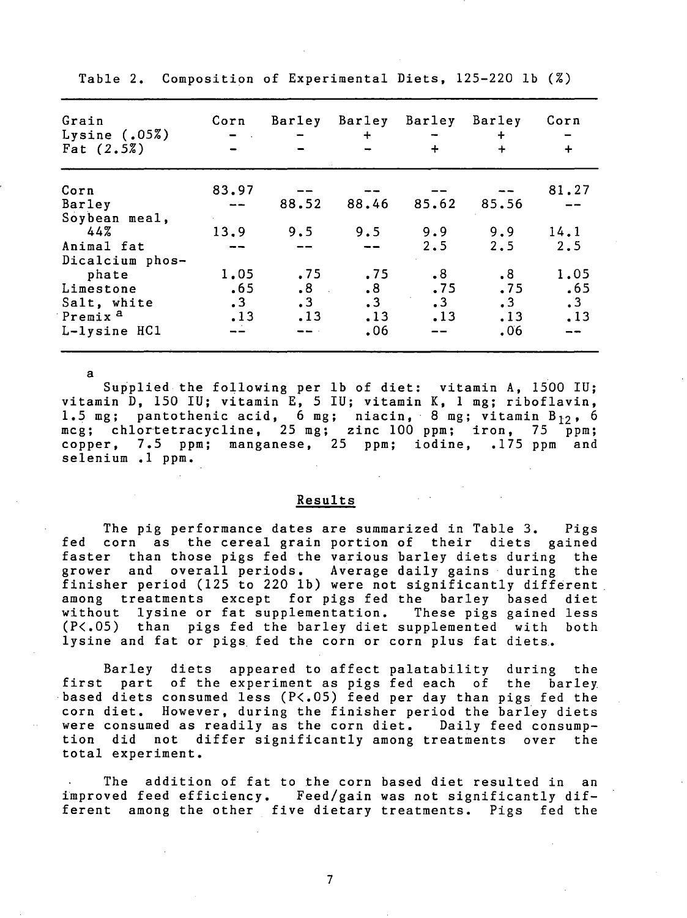Table 2. Composition of Experimental Diets, 125-220 lb (%)

| Grain<br>Lysine (.05%)<br>Fat (2.5%) | Corn<br>-<br>- | Barley<br>-<br>- | Barley<br>+<br>- | Barley<br>-<br>+ | Barley<br>+<br>+ | Corn<br>-<br>+ |
|---|---|---|---|---|---|---|
| Corn | 83.97 | -- | -- | -- | -- | 81.27 |
| Barley | -- | 88.52 | 88.46 | 85.62 | 85.56 | -- |
| Soybean meal, 44% | 13.9 | 9.5 | 9.5 | 9.9 | 9.9 | 14.1 |
| Animal fat | -- | -- | -- | 2.5 | 2.5 | 2.5 |
| Dicalcium phosphate | 1.05 | .75 | .75 | .8 | .8 | 1.05 |
| Limestone | .65 | .8 | .8 | .75 | .75 | .65 |
| Salt, white | .3 | .3 | .3 | .3 | .3 | .3 |
| Premix [a] | .13 | .13 | .13 | .13 | .13 | .13 |
| L-lysine HCl | -- | -- | .06 | -- | .06 | -- |

[a] Supplied the following per lb of diet: vitamin A, 1500 IU; vitamin D, 150 IU; vitamin E, 5 IU; vitamin K, 1 mg; riboflavin, 1.5 mg; pantothenic acid, 6 mg; niacin, 8 mg; vitamin $B_{12}$, 6 mcg; chlortetracycline, 25 mg; zinc 100 ppm; iron, 75 ppm; copper, 7.5 ppm; manganese, 25 ppm; iodine, .175 ppm and selenium .1 ppm.

## Results

The pig performance dates are summarized in Table 3. Pigs fed corn as the cereal grain portion of their diets gained faster than those pigs fed the various barley diets during the grower and overall periods. Average daily gains during the finisher period (125 to 220 lb) were not significantly different among treatments except for pigs fed the barley based diet without lysine or fat supplementation. These pigs gained less ($P<.05$) than pigs fed the barley diet supplemented with both lysine and fat or pigs fed the corn or corn plus fat diets.

Barley diets appeared to affect palatability during the first part of the experiment as pigs fed each of the barley based diets consumed less ($P<.05$) feed per day than pigs fed the corn diet. However, during the finisher period the barley diets were consumed as readily as the corn diet. Daily feed consumption did not differ significantly among treatments over the total experiment.

The addition of fat to the corn based diet resulted in an improved feed efficiency. Feed/gain was not significantly different among the other five dietary treatments. Pigs fed the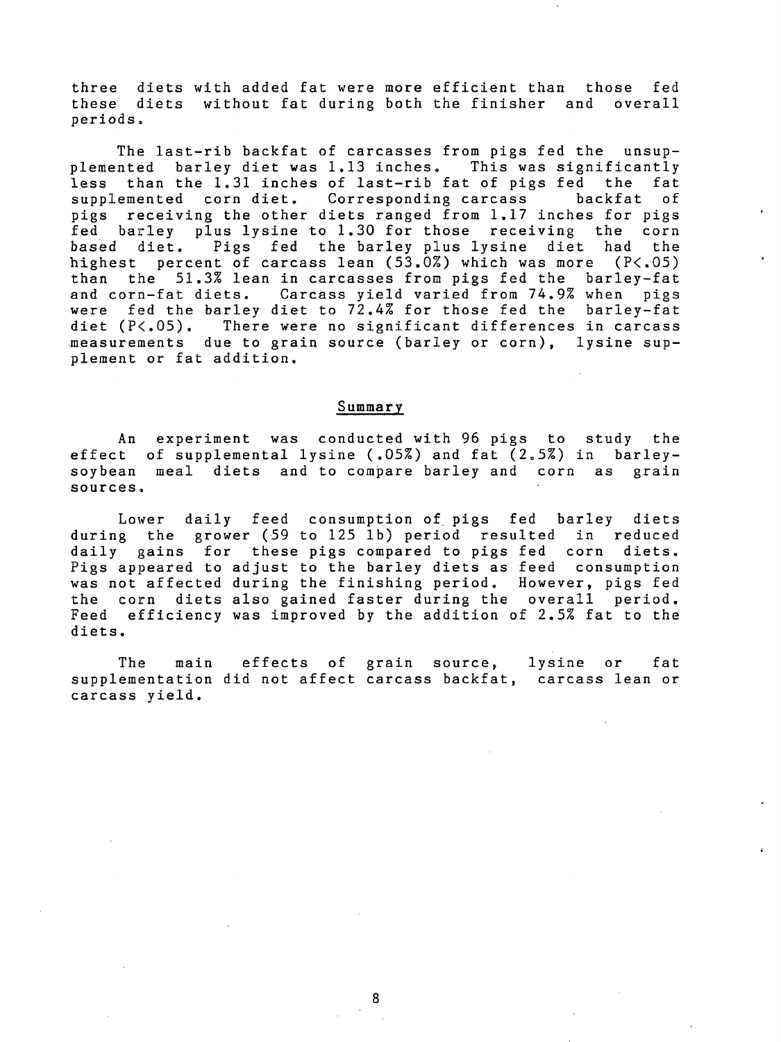three diets with added fat were more efficient than those fed these diets without fat during both the finisher and overall periods.

The last-rib backfat of carcasses from pigs fed the unsupplemented barley diet was 1.13 inches. This was significantly less than the 1.31 inches of last-rib fat of pigs fed the fat supplemented corn diet. Corresponding carcass backfat of pigs receiving the other diets ranged from 1.17 inches for pigs fed barley plus lysine to 1.30 for those receiving the corn based diet. Pigs fed the barley plus lysine diet had the highest percent of carcass lean (53.0%) which was more ($P<.05$) than the 51.3% lean in carcasses from pigs fed the barley-fat and corn-fat diets. Carcass yield varied from 74.9% when pigs were fed the barley diet to 72.4% for those fed the barley-fat diet ($P<.05$). There were no significant differences in carcass measurements due to grain source (barley or corn), lysine supplement or fat addition.

## Summary

An experiment was conducted with 96 pigs to study the effect of supplemental lysine (.05%) and fat (2.5%) in barley-soybean meal diets and to compare barley and corn as grain sources.

Lower daily feed consumption of pigs fed barley diets during the grower (59 to 125 lb) period resulted in reduced daily gains for these pigs compared to pigs fed corn diets. Pigs appeared to adjust to the barley diets as feed consumption was not affected during the finishing period. However, pigs fed the corn diets also gained faster during the overall period. Feed efficiency was improved by the addition of 2.5% fat to the diets.

The main effects of grain source, lysine or fat supplementation did not affect carcass backfat, carcass lean or carcass yield.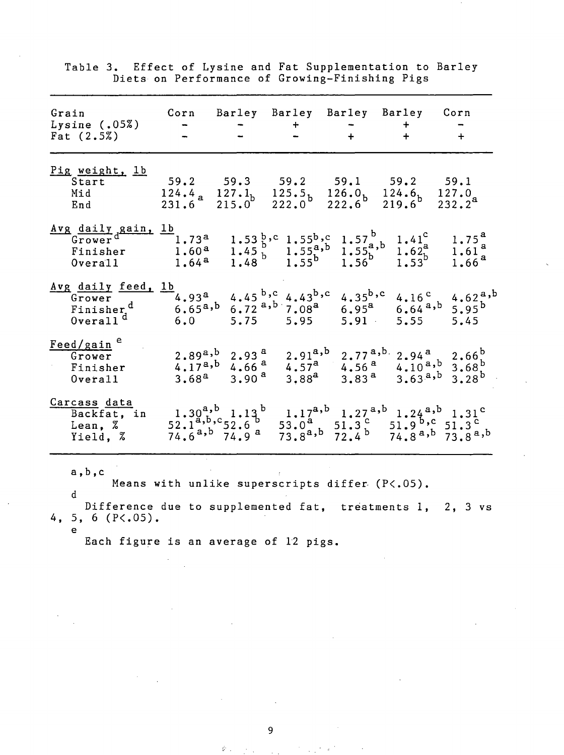Table 3. Effect of Lysine and Fat Supplementation to Barley Diets on Performance of Growing-Finishing Pigs

| Grain | Corn | Barley | Barley | Barley | Barley | Corn |
|---|---|---|---|---|---|---|
| Lysine (.05%) | - | - | + | - | + | - |
| Fat (2.5%) | - | - | - | + | + | + |
| Pig weight, lb | | | | | | |
| Start | 59.2 | 59.3 | 59.2 | 59.1 | 59.2 | 59.1 |
| Mid | 124.4 | 127.1 | 125.5 | 126.0 | 124.6 | 127.0 |
| End | 231.6[a] | 215.0[b] | 222.0[b] | 222.6[b] | 219.6[b] | 232.2[a] |
| Avg daily gain, lb | | | | | | |
| Grower[d] | 1.73[a] | 1.53[b,c] | 1.55[b,c] | 1.57[b] | 1.41[c] | 1.75[a] |
| Finisher | 1.60[a] | 1.45[b] | 1.55[a,b] | 1.55[a,b] | 1.62[a] | 1.61[a] |
| Overall | 1.64[a] | 1.48[b] | 1.55[b] | 1.56[b] | 1.53[b] | 1.66[a] |
| Avg daily feed, lb | | | | | | |
| Grower | 4.93[a] | 4.45[b,c] | 4.43[b,c] | 4.35[b,c] | 4.16[c] | 4.62[a,b] |
| Finisher[d] | 6.65[a,b] | 6.72[a,b] | 7.08[a] | 6.95[a] | 6.64[a,b] | 5.95[b] |
| Overall[d] | 6.0 | 5.75 | 5.95 | 5.91 | 5.55 | 5.45 |
| Feed/gain[e] | | | | | | |
| Grower | 2.89[a,b] | 2.93[a] | 2.91[a,b] | 2.77[a,b] | 2.94[a] | 2.66[b] |
| Finisher | 4.17[a,b] | 4.66[a] | 4.57[a] | 4.56[a] | 4.10[a,b] | 3.68[b] |
| Overall | 3.68[a] | 3.90[a] | 3.88[a] | 3.83[a] | 3.63[a,b] | 3.28[b] |
| Carcass data | | | | | | |
| Backfat, in | 1.30[a,b] | 1.13[b] | 1.17[a,b] | 1.27[a,b] | 1.24[a,b] | 1.31[c] |
| Lean, % | 52.1[a,b,c] | 52.6[b] | 53.0[a] | 51.3[c] | 51.9[b,c] | 51.3[c] |
| Yield, % | 74.6[a,b] | 74.9[a] | 73.8[a,b] | 72.4[b] | 74.8[a,b] | 73.8[a,b] |

[a,b,c] Means with unlike superscripts differ ($P<.05$).

[d] Difference due to supplemented fat, treatments 1, 2, 3 vs 4, 5, 6 ($P<.05$).

[e] Each figure is an average of 12 pigs.